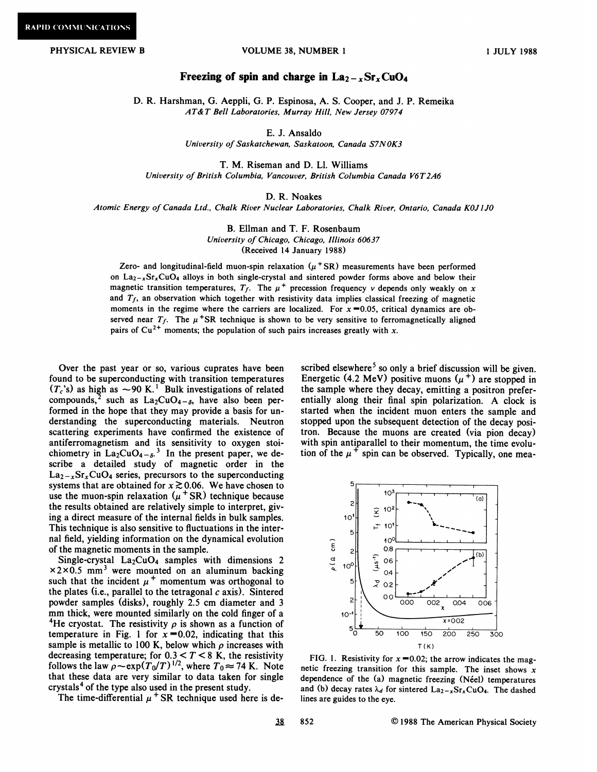RAPID COMMUNICATIONS

# Freezing of spin and charge in $La_{2-x}Sr_xCuO_4$

D. R. Harshman, G. Aeppli, G. P. Espinosa, A. S. Cooper, and J. P. Remeika
*AT&T Bell Laboratories, Murray Hill, New Jersey 07974*

E. J. Ansaldo
*University of Saskatchewan, Saskatoon, Canada S7N 0K3*

T. M. Riseman and D. Ll. Williams
*University of British Columbia, Vancouver, British Columbia Canada V6T 2A6*

D. R. Noakes
*Atomic Energy of Canada Ltd., Chalk River Nuclear Laboratories, Chalk River, Ontario, Canada K0J 1J0*

B. Ellman and T. F. Rosenbaum
*University of Chicago, Chicago, Illinois 60637*
(Received 14 January 1988)

Zero- and longitudinal-field muon-spin relaxation ($\mu^+$SR) measurements have been performed on $La_{2-x}Sr_xCuO_4$ alloys in both single-crystal and sintered powder forms above and below their magnetic transition temperatures, $T_f$. The $\mu^+$ precession frequency $\nu$ depends only weakly on $x$ and $T_f$, an observation which together with resistivity data implies classical freezing of magnetic moments in the regime where the carriers are localized. For $x=0.05$, critical dynamics are observed near $T_f$. The $\mu^+$SR technique is shown to be very sensitive to ferromagnetically aligned pairs of $Cu^{2+}$ moments; the population of such pairs increases greatly with $x$.

Over the past year or so, various cuprates have been found to be superconducting with transition temperatures ($T_c$'s) as high as $\sim 90$ K.[1] Bulk investigations of related compounds,[2] such as $La_2CuO_{4-\delta}$, have also been performed in the hope that they may provide a basis for understanding the superconducting materials. Neutron scattering experiments have confirmed the existence of antiferromagnetism and its sensitivity to oxygen stoichiometry in $La_2CuO_{4-\delta}$.[3] In the present paper, we describe a detailed study of magnetic order in the $La_{2-x}Sr_xCuO_4$ series, precursors to the superconducting systems that are obtained for $x \gtrsim 0.06$. We have chosen to use the muon-spin relaxation ($\mu^+$SR) technique because the results obtained are relatively simple to interpret, giving a direct measure of the internal fields in bulk samples. This technique is also sensitive to fluctuations in the internal field, yielding information on the dynamical evolution of the magnetic moments in the sample.

Single-crystal $La_2CuO_4$ samples with dimensions $2\times 2\times 0.5$ mm$^3$ were mounted on an aluminum backing such that the incident $\mu^+$ momentum was orthogonal to the plates (i.e., parallel to the tetragonal $c$ axis). Sintered powder samples (disks), roughly 2.5 cm diameter and 3 mm thick, were mounted similarly on the cold finger of a $^4$He cryostat. The resistivity $\rho$ is shown as a function of temperature in Fig. 1 for $x=0.02$, indicating that this sample is metallic to 100 K, below which $\rho$ increases with decreasing temperature; for $0.3<T<8$ K, the resistivity follows the law $\rho \sim \exp(T_0/T)^{1/2}$, where $T_0 \approx 74$ K. Note that these data are very similar to data taken for single crystals[4] of the type also used in the present study.

The time-differential $\mu^+$SR technique used here is described elsewhere[5] so only a brief discussion will be given. Energetic (4.2 MeV) positive muons ($\mu^+$) are stopped in the sample where they decay, emitting a positron preferentially along their final spin polarization. A clock is started when the incident muon enters the sample and stopped upon the subsequent detection of the decay positron. Because the muons are created (via pion decay) with spin antiparallel to their momentum, the time evolution of the $\mu^+$ spin can be observed. Typically, one mea-

FIG. 1. Resistivity for $x=0.02$; the arrow indicates the magnetic freezing transition for this sample. The inset shows $x$ dependence of the (a) magnetic freezing (Néel) temperatures and (b) decay rates $\lambda_d$ for sintered $La_{2-x}Sr_xCuO_4$. The dashed lines are guides to the eye.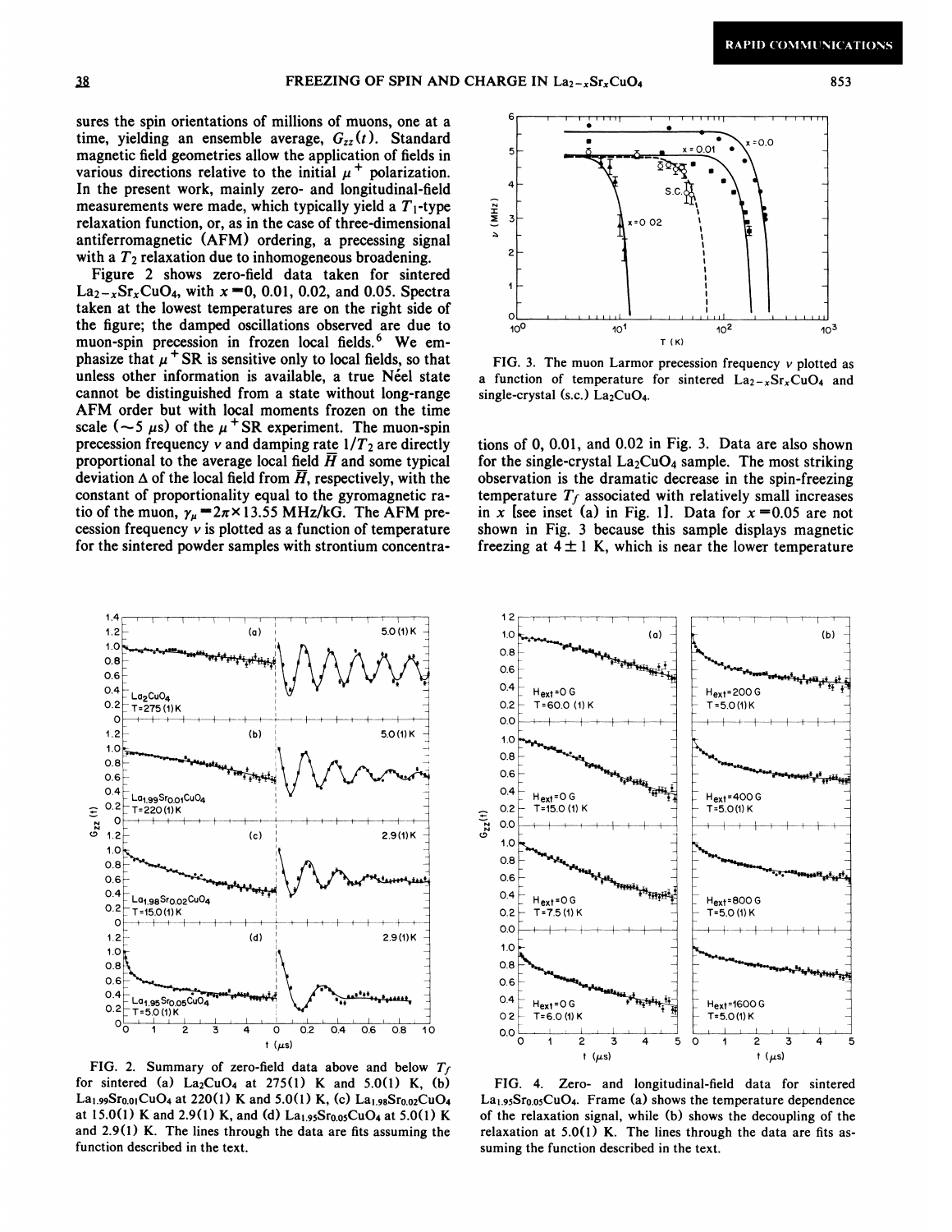sures the spin orientations of millions of muons, one at a time, yielding an ensemble average, $G_{zz}(t)$. Standard magnetic field geometries allow the application of fields in various directions relative to the initial $\mu^+$ polarization. In the present work, mainly zero- and longitudinal-field measurements were made, which typically yield a $T_1$-type relaxation function, or, as in the case of three-dimensional antiferromagnetic (AFM) ordering, a precessing signal with a $T_2$ relaxation due to inhomogeneous broadening.

Figure 2 shows zero-field data taken for sintered $La_{2-x}Sr_xCuO_4$, with $x=0$, 0.01, 0.02, and 0.05. Spectra taken at the lowest temperatures are on the right side of the figure; the damped oscillations observed are due to muon-spin precession in frozen local fields.[6] We emphasize that $\mu^+$SR is sensitive only to local fields, so that unless other information is available, a true Néel state cannot be distinguished from a state without long-range AFM order but with local moments frozen on the time scale ($\sim 5$ $\mu$s) of the $\mu^+$SR experiment. The muon-spin precession frequency $\nu$ and damping rate $1/T_2$ are directly proportional to the average local field $\overline{H}$ and some typical deviation $\Delta$ of the local field from $\overline{H}$, respectively, with the constant of proportionality equal to the gyromagnetic ratio of the muon, $\gamma_\mu = 2\pi \times 13.55$ MHz/kG. The AFM precession frequency $\nu$ is plotted as a function of temperature for the sintered powder samples with strontium concentrations of 0, 0.01, and 0.02 in Fig. 3. Data are also shown for the single-crystal $La_2CuO_4$ sample. The most striking observation is the dramatic decrease in the spin-freezing temperature $T_f$ associated with relatively small increases in $x$ [see inset (a) in Fig. 1]. Data for $x=0.05$ are not shown in Fig. 3 because this sample displays magnetic freezing at $4 \pm 1$ K, which is near the lower temperature

FIG. 3. The muon Larmor precession frequency $\nu$ plotted as a function of temperature for sintered $La_{2-x}Sr_xCuO_4$ and single-crystal (s.c.) $La_2CuO_4$.

FIG. 2. Summary of zero-field data above and below $T_f$ for sintered (a) $La_2CuO_4$ at 275(1) K and 5.0(1) K, (b) $La_{1.99}Sr_{0.01}CuO_4$ at 220(1) K and 5.0(1) K, (c) $La_{1.98}Sr_{0.02}CuO_4$ at 15.0(1) K and 2.9(1) K, and (d) $La_{1.95}Sr_{0.05}CuO_4$ at 5.0(1) K and 2.9(1) K. The lines through the data are fits assuming the function described in the text.

FIG. 4. Zero- and longitudinal-field data for sintered $La_{1.95}Sr_{0.05}CuO_4$. Frame (a) shows the temperature dependence of the relaxation signal, while (b) shows the decoupling of the relaxation at 5.0(1) K. The lines through the data are fits assuming the function described in the text.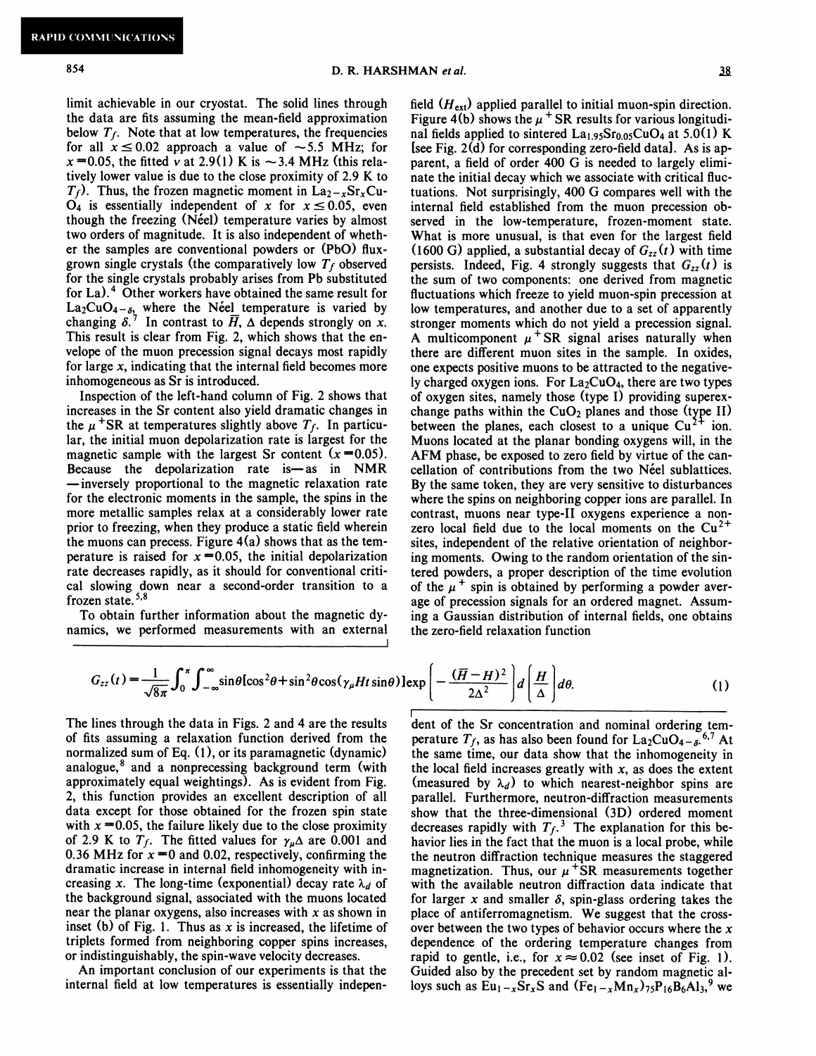limit achievable in our cryostat. The solid lines through the data are fits assuming the mean-field approximation below $T_f$. Note that at low temperatures, the frequencies for all $x \leq 0.02$ approach a value of $\sim$5.5 MHz; for $x = 0.05$, the fitted $\nu$ at 2.9(1) K is $\sim$3.4 MHz (this relatively lower value is due to the close proximity of 2.9 K to $T_f$). Thus, the frozen magnetic moment in $La_{2-x}Sr_xCuO_4$ is essentially independent of $x$ for $x \leq 0.05$, even though the freezing (Néel) temperature varies by almost two orders of magnitude. It is also independent of whether the samples are conventional powders or (PbO) flux-grown single crystals (the comparatively low $T_f$ observed for the single crystals probably arises from Pb substituted for La).[4] Other workers have obtained the same result for $La_2CuO_{4-\delta}$, where the Néel temperature is varied by changing $\delta$.[7] In contrast to $\bar{H}$, $\Delta$ depends strongly on $x$. This result is clear from Fig. 2, which shows that the envelope of the muon precession signal decays most rapidly for large $x$, indicating that the internal field becomes more inhomogeneous as Sr is introduced.

Inspection of the left-hand column of Fig. 2 shows that increases in the Sr content also yield dramatic changes in the $\mu^+$SR at temperatures slightly above $T_f$. In particular, the initial muon depolarization rate is largest for the magnetic sample with the largest Sr content ($x = 0.05$). Because the depolarization rate is—as in NMR—inversely proportional to the magnetic relaxation rate for the electronic moments in the sample, the spins in the more metallic samples relax at a considerably lower rate prior to freezing, when they produce a static field wherein the muons can precess. Figure 4(a) shows that as the temperature is raised for $x = 0.05$, the initial depolarization rate decreases rapidly, as it should for conventional critical slowing down near a second-order transition to a frozen state.[5,8]

To obtain further information about the magnetic dynamics, we performed measurements with an external field ($H_{ext}$) applied parallel to initial muon-spin direction. Figure 4(b) shows the $\mu^+$SR results for various longitudinal fields applied to sintered $La_{1.95}Sr_{0.05}CuO_4$ at 5.0(1) K [see Fig. 2(d) for corresponding zero-field data]. As is apparent, a field of order 400 G is needed to largely eliminate the initial decay which we associate with critical fluctuations. Not surprisingly, 400 G compares well with the internal field established from the muon precession observed in the low-temperature, frozen-moment state. What is more unusual, is that even for the largest field (1600 G) applied, a substantial decay of $G_{zz}(t)$ with time persists. Indeed, Fig. 4 strongly suggests that $G_{zz}(t)$ is the sum of two components: one derived from magnetic fluctuations which freeze to yield muon-spin precession at low temperatures, and another due to a set of apparently stronger moments which do not yield a precession signal. A multicomponent $\mu^+$SR signal arises naturally when there are different muon sites in the sample. In oxides, one expects positive muons to be attracted to the negatively charged oxygen ions. For $La_2CuO_4$, there are two types of oxygen sites, namely those (type I) providing superexchange paths within the $CuO_2$ planes and those (type II) between the planes, each closest to a unique $Cu^{2+}$ ion. Muons located at the planar bonding oxygens will, in the AFM phase, be exposed to zero field by virtue of the cancellation of contributions from the two Néel sublattices. By the same token, they are very sensitive to disturbances where the spins on neighboring copper ions are parallel. In contrast, muons near type-II oxygens experience a nonzero local field due to the local moments on the $Cu^{2+}$ sites, independent of the relative orientation of neighboring moments. Owing to the random orientation of the sintered powders, a proper description of the time evolution of the $\mu^+$ spin is obtained by performing a powder average of precession signals for an ordered magnet. Assuming a Gaussian distribution of internal fields, one obtains the zero-field relaxation function

$$G_{zz}(t) = \frac{1}{\sqrt{8\pi}} \int_0^{\pi} \int_{-\infty}^{\infty} \sin\theta [\cos^2\theta + \sin^2\theta \cos(\gamma_\mu H t \sin\theta)] \exp\left(-\frac{(\bar{H}-H)^2}{2\Delta^2}\right) d\left(\frac{H}{\Delta}\right) d\theta . \tag{1}$$

The lines through the data in Figs. 2 and 4 are the results of fits assuming a relaxation function derived from the normalized sum of Eq. (1), or its paramagnetic (dynamic) analogue,[8] and a nonprecessing background term (with approximately equal weightings). As is evident from Fig. 2, this function provides an excellent description of all data except for those obtained for the frozen spin state with $x = 0.05$, the failure likely due to the close proximity of 2.9 K to $T_f$. The fitted values for $\gamma_\mu \Delta$ are 0.001 and 0.36 MHz for $x = 0$ and 0.02, respectively, confirming the dramatic increase in internal field inhomogeneity with increasing $x$. The long-time (exponential) decay rate $\lambda_d$ of the background signal, associated with the muons located near the planar oxygens, also increases with $x$ as shown in inset (b) of Fig. 1. Thus as $x$ is increased, the lifetime of triplets formed from neighboring copper spins increases, or indistinguishably, the spin-wave velocity decreases.

An important conclusion of our experiments is that the internal field at low temperatures is essentially independent of the Sr concentration and nominal ordering temperature $T_f$, as has also been found for $La_2CuO_{4-\delta}$.[6,7] At the same time, our data show that the inhomogeneity in the local field increases greatly with $x$, as does the extent (measured by $\lambda_d$) to which nearest-neighbor spins are parallel. Furthermore, neutron-diffraction measurements show that the three-dimensional (3D) ordered moment decreases rapidly with $T_f$.[3] The explanation for this behavior lies in the fact that the muon is a local probe, while the neutron diffraction technique measures the staggered magnetization. Thus, our $\mu^+$SR measurements together with the available neutron diffraction data indicate that for larger $x$ and smaller $\delta$, spin-glass ordering takes the place of antiferromagnetism. We suggest that the crossover between the two types of behavior occurs where the $x$ dependence of the ordering temperature changes from rapid to gentle, i.e., for $x \approx 0.02$ (see inset of Fig. 1). Guided also by the precedent set by random magnetic alloys such as $Eu_{1-x}Sr_xS$ and $(Fe_{1-x}Mn_x)_{75}P_{16}B_6Al_3$,[9] we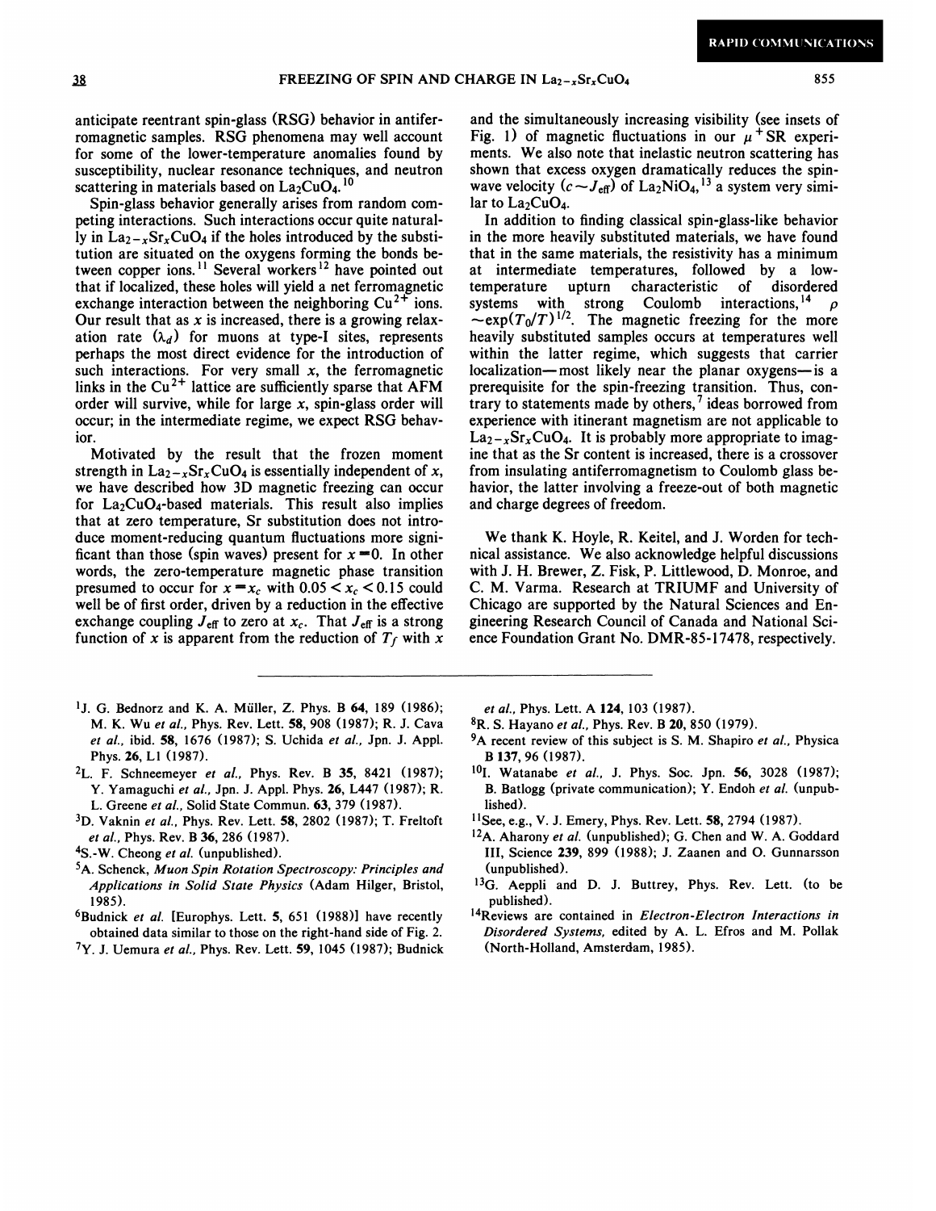anticipate reentrant spin-glass (RSG) behavior in antiferromagnetic samples. RSG phenomena may well account for some of the lower-temperature anomalies found by susceptibility, nuclear resonance techniques, and neutron scattering in materials based on $La_2CuO_4$.[10]

Spin-glass behavior generally arises from random competing interactions. Such interactions occur quite naturally in $La_{2-x}Sr_xCuO_4$ if the holes introduced by the substitution are situated on the oxygens forming the bonds between copper ions.[11] Several workers[12] have pointed out that if localized, these holes will yield a net ferromagnetic exchange interaction between the neighboring $Cu^{2+}$ ions. Our result that as $x$ is increased, there is a growing relaxation rate ($\lambda_d$) for muons at type-I sites, represents perhaps the most direct evidence for the introduction of such interactions. For very small $x$, the ferromagnetic links in the $Cu^{2+}$ lattice are sufficiently sparse that AFM order will survive, while for large $x$, spin-glass order will occur; in the intermediate regime, we expect RSG behavior.

Motivated by the result that the frozen moment strength in $La_{2-x}Sr_xCuO_4$ is essentially independent of $x$, we have described how 3D magnetic freezing can occur for $La_2CuO_4$-based materials. This result also implies that at zero temperature, Sr substitution does not introduce moment-reducing quantum fluctuations more significant than those (spin waves) present for $x=0$. In other words, the zero-temperature magnetic phase transition presumed to occur for $x=x_c$ with $0.05<x_c<0.15$ could well be of first order, driven by a reduction in the effective exchange coupling $J_{eff}$ to zero at $x_c$. That $J_{eff}$ is a strong function of $x$ is apparent from the reduction of $T_f$ with $x$ and the simultaneously increasing visibility (see insets of Fig. 1) of magnetic fluctuations in our $\mu^+$SR experiments. We also note that inelastic neutron scattering has shown that excess oxygen dramatically reduces the spin-wave velocity ($c \sim J_{eff}$) of $La_2NiO_4$,[13] a system very similar to $La_2CuO_4$.

In addition to finding classical spin-glass-like behavior in the more heavily substituted materials, we have found that in the same materials, the resistivity has a minimum at intermediate temperatures, followed by a low-temperature upturn characteristic of disordered systems with strong Coulomb interactions,[14] $\rho \sim \exp(T_0/T)^{1/2}$. The magnetic freezing for the more heavily substituted samples occurs at temperatures well within the latter regime, which suggests that carrier localization—most likely near the planar oxygens—is a prerequisite for the spin-freezing transition. Thus, contrary to statements made by others,[7] ideas borrowed from experience with itinerant magnetism are not applicable to $La_{2-x}Sr_xCuO_4$. It is probably more appropriate to imagine that as the Sr content is increased, there is a crossover from insulating antiferromagnetism to Coulomb glass behavior, the latter involving a freeze-out of both magnetic and charge degrees of freedom.

We thank K. Hoyle, R. Keitel, and J. Worden for technical assistance. We also acknowledge helpful discussions with J. H. Brewer, Z. Fisk, P. Littlewood, D. Monroe, and C. M. Varma. Research at TRIUMF and University of Chicago are supported by the Natural Sciences and Engineering Research Council of Canada and National Science Foundation Grant No. DMR-85-17478, respectively.

---

[1] J. G. Bednorz and K. A. Müller, Z. Phys. B **64**, 189 (1986); M. K. Wu *et al.*, Phys. Rev. Lett. **58**, 908 (1987); R. J. Cava *et al.*, ibid. **58**, 1676 (1987); S. Uchida *et al.*, Jpn. J. Appl. Phys. **26**, L1 (1987).

[2] L. F. Schneemeyer *et al.*, Phys. Rev. B **35**, 8421 (1987); Y. Yamaguchi *et al.*, Jpn. J. Appl. Phys. **26**, L447 (1987); R. L. Greene *et al.*, Solid State Commun. **63**, 379 (1987).

[3] D. Vaknin *et al.*, Phys. Rev. Lett. **58**, 2802 (1987); T. Freltoft *et al.*, Phys. Rev. B **36**, 286 (1987).

[4] S.-W. Cheong *et al.* (unpublished).

[5] A. Schenck, *Muon Spin Rotation Spectroscopy: Principles and Applications in Solid State Physics* (Adam Hilger, Bristol, 1985).

[6] Budnick *et al.* [Europhys. Lett. **5**, 651 (1988)] have recently obtained data similar to those on the right-hand side of Fig. 2.

[7] Y. J. Uemura *et al.*, Phys. Rev. Lett. **59**, 1045 (1987); Budnick *et al.*, Phys. Lett. A **124**, 103 (1987).

[8] R. S. Hayano *et al.*, Phys. Rev. B **20**, 850 (1979).

[9] A recent review of this subject is S. M. Shapiro *et al.*, Physica B **137**, 96 (1987).

[10] I. Watanabe *et al.*, J. Phys. Soc. Jpn. **56**, 3028 (1987); B. Batlogg (private communication); Y. Endoh *et al.* (unpublished).

[11] See, e.g., V. J. Emery, Phys. Rev. Lett. **58**, 2794 (1987).

[12] A. Aharony *et al.* (unpublished); G. Chen and W. A. Goddard III, Science **239**, 899 (1988); J. Zaanen and O. Gunnarsson (unpublished).

[13] G. Aeppli and D. J. Buttrey, Phys. Rev. Lett. (to be published).

[14] Reviews are contained in *Electron-Electron Interactions in Disordered Systems*, edited by A. L. Efros and M. Pollak (North-Holland, Amsterdam, 1985).